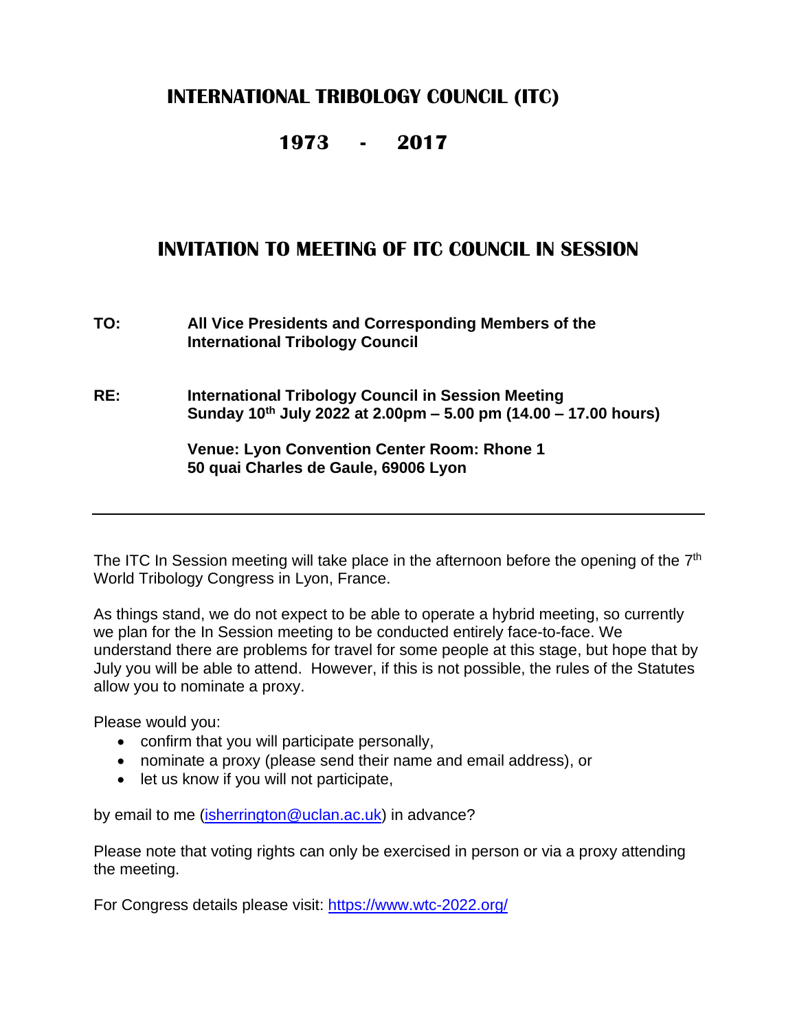# INTERNATIONAL TRIBOLOGY COUNCIL (ITC)

## 1973 - 2017

## INVITATION TO MEETING OF ITC COUNCIL IN SESSION

**TO:** **All Vice Presidents and Corresponding Members of the International Tribology Council**

**RE:** **International Tribology Council in Session Meeting**
**Sunday 10th July 2022 at 2.00pm – 5.00 pm (14.00 – 17.00 hours)**

**Venue: Lyon Convention Center Room: Rhone 1**
**50 quai Charles de Gaule, 69006 Lyon**

---

The ITC In Session meeting will take place in the afternoon before the opening of the 7th World Tribology Congress in Lyon, France.

As things stand, we do not expect to be able to operate a hybrid meeting, so currently we plan for the In Session meeting to be conducted entirely face-to-face. We understand there are problems for travel for some people at this stage, but hope that by July you will be able to attend. However, if this is not possible, the rules of the Statutes allow you to nominate a proxy.

Please would you:

- confirm that you will participate personally,
- nominate a proxy (please send their name and email address), or
- let us know if you will not participate,

by email to me (isherrington@uclan.ac.uk) in advance?

Please note that voting rights can only be exercised in person or via a proxy attending the meeting.

For Congress details please visit: https://www.wtc-2022.org/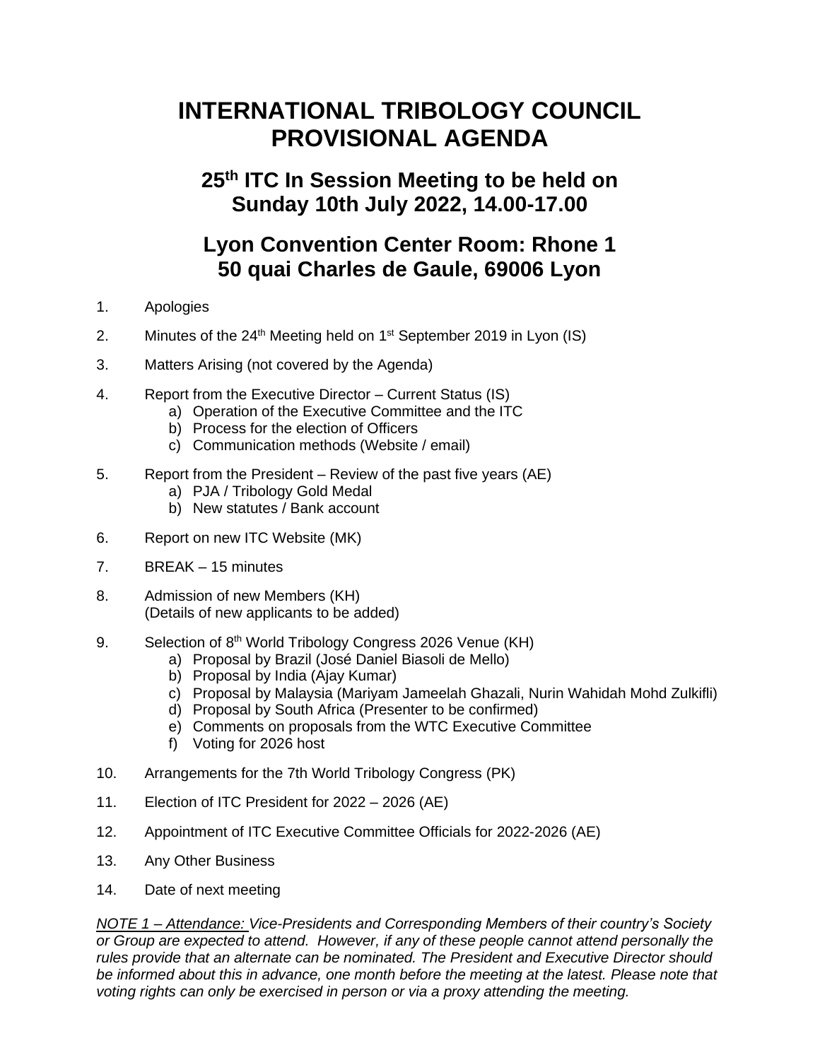# INTERNATIONAL TRIBOLOGY COUNCIL PROVISIONAL AGENDA

## 25th ITC In Session Meeting to be held on Sunday 10th July 2022, 14.00-17.00

## Lyon Convention Center Room: Rhone 1 50 quai Charles de Gaule, 69006 Lyon

1. Apologies
2. Minutes of the 24th Meeting held on 1st September 2019 in Lyon (IS)
3. Matters Arising (not covered by the Agenda)
4. Report from the Executive Director – Current Status (IS)
   a) Operation of the Executive Committee and the ITC
   b) Process for the election of Officers
   c) Communication methods (Website / email)
5. Report from the President – Review of the past five years (AE)
   a) PJA / Tribology Gold Medal
   b) New statutes / Bank account
6. Report on new ITC Website (MK)
7. BREAK – 15 minutes
8. Admission of new Members (KH)
   (Details of new applicants to be added)
9. Selection of 8th World Tribology Congress 2026 Venue (KH)
   a) Proposal by Brazil (José Daniel Biasoli de Mello)
   b) Proposal by India (Ajay Kumar)
   c) Proposal by Malaysia (Mariyam Jameelah Ghazali, Nurin Wahidah Mohd Zulkifli)
   d) Proposal by South Africa (Presenter to be confirmed)
   e) Comments on proposals from the WTC Executive Committee
   f) Voting for 2026 host
10. Arrangements for the 7th World Tribology Congress (PK)
11. Election of ITC President for 2022 – 2026 (AE)
12. Appointment of ITC Executive Committee Officials for 2022-2026 (AE)
13. Any Other Business
14. Date of next meeting

*<u>NOTE 1 – Attendance:</u> Vice-Presidents and Corresponding Members of their country's Society or Group are expected to attend. However, if any of these people cannot attend personally the rules provide that an alternate can be nominated. The President and Executive Director should be informed about this in advance, one month before the meeting at the latest. Please note that voting rights can only be exercised in person or via a proxy attending the meeting.*